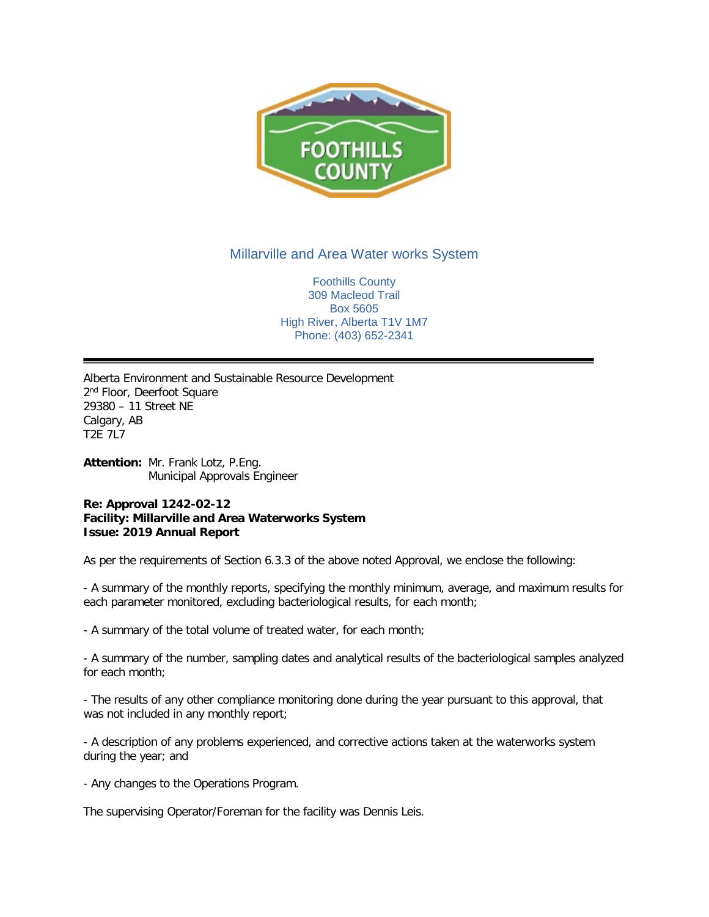# Millarville and Area Water works System

Foothills County
309 Macleod Trail
Box 5605
High River, Alberta T1V 1M7
Phone: (403) 652-2341

---

Alberta Environment and Sustainable Resource Development
2nd Floor, Deerfoot Square
29380 – 11 Street NE
Calgary, AB
T2E 7L7

**Attention:** Mr. Frank Lotz, P.Eng.
Municipal Approvals Engineer

**Re: Approval 1242-02-12**
**Facility: Millarville and Area Waterworks System**
**Issue: 2019 Annual Report**

As per the requirements of Section 6.3.3 of the above noted Approval, we enclose the following:

- A summary of the monthly reports, specifying the monthly minimum, average, and maximum results for each parameter monitored, excluding bacteriological results, for each month;

- A summary of the total volume of treated water, for each month;

- A summary of the number, sampling dates and analytical results of the bacteriological samples analyzed for each month;

- The results of any other compliance monitoring done during the year pursuant to this approval, that was not included in any monthly report;

- A description of any problems experienced, and corrective actions taken at the waterworks system during the year; and

- Any changes to the Operations Program.

The supervising Operator/Foreman for the facility was Dennis Leis.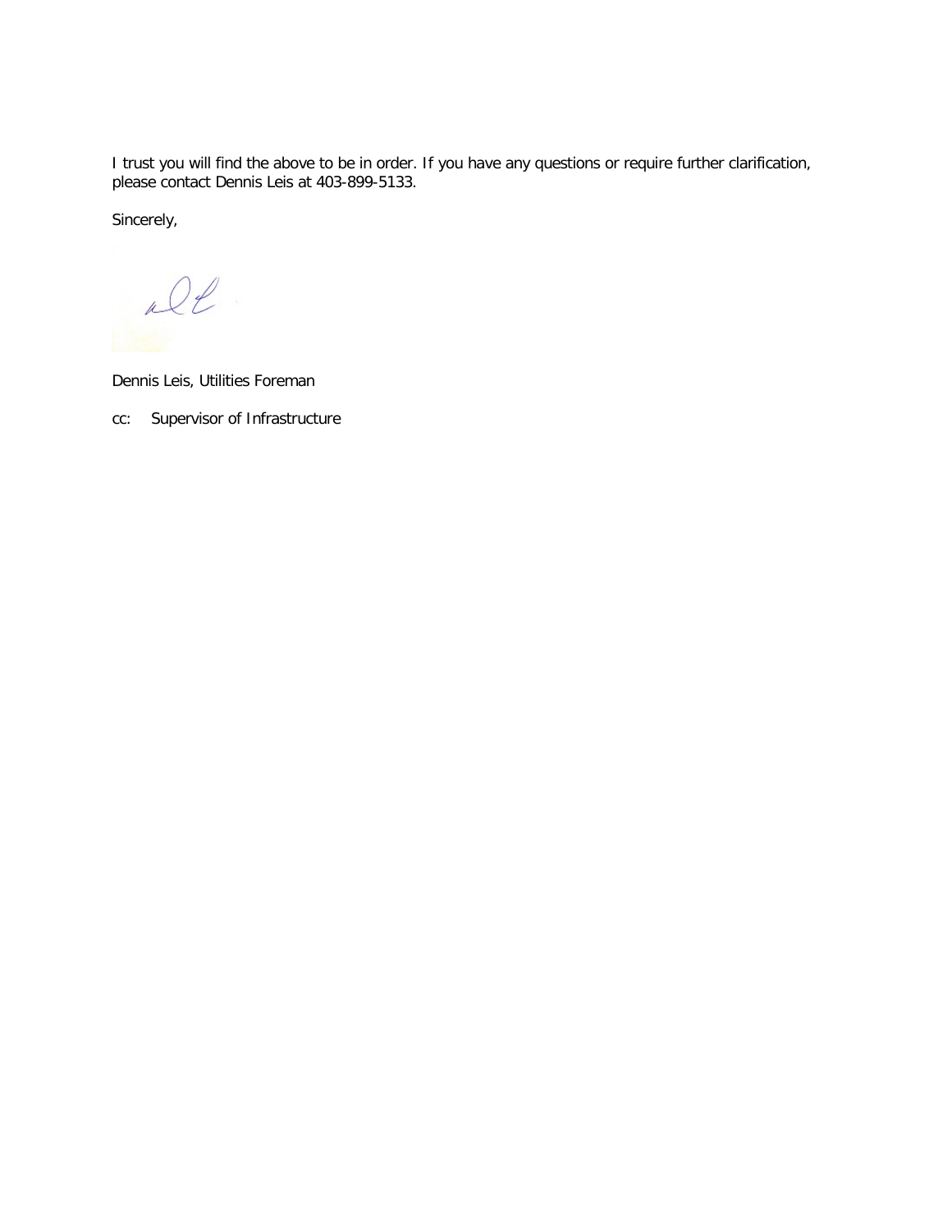I trust you will find the above to be in order. If you have any questions or require further clarification, please contact Dennis Leis at 403-899-5133.

Sincerely,

Dennis Leis, Utilities Foreman

cc: Supervisor of Infrastructure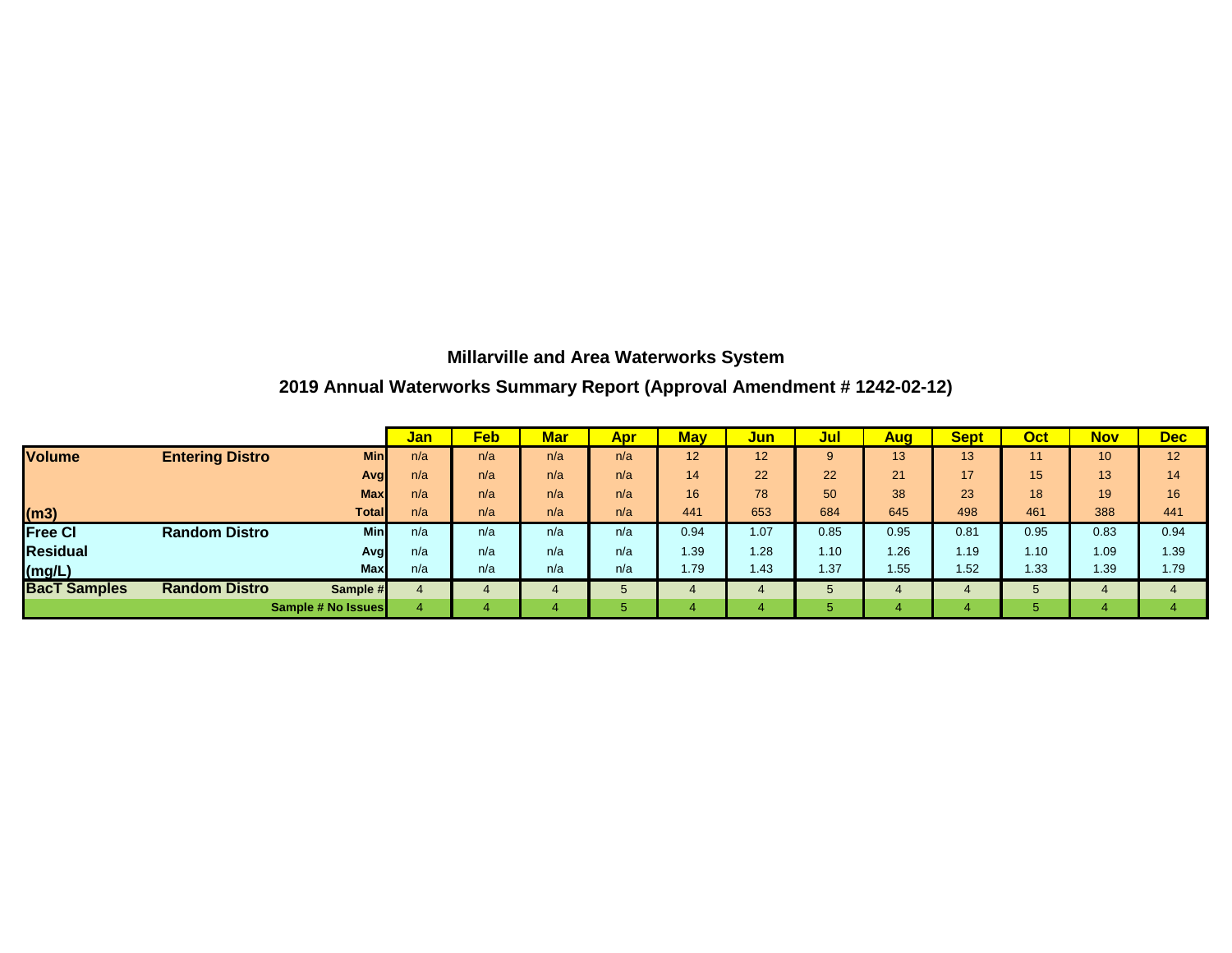**Millarville and Area Waterworks System**

**2019 Annual Waterworks Summary Report (Approval Amendment # 1242-02-12)**

| | | | Jan | Feb | Mar | Apr | May | Jun | Jul | Aug | Sept | Oct | Nov | Dec |
|---|---|---|---|---|---|---|---|---|---|---|---|---|---|---|
| **Volume** | **Entering Distro** | **Min** | n/a | n/a | n/a | n/a | 12 | 12 | 9 | 13 | 13 | 11 | 10 | 12 |
| | | **Avg** | n/a | n/a | n/a | n/a | 14 | 22 | 22 | 21 | 17 | 15 | 13 | 14 |
| | | **Max** | n/a | n/a | n/a | n/a | 16 | 78 | 50 | 38 | 23 | 18 | 19 | 16 |
| **(m3)** | | **Total** | n/a | n/a | n/a | n/a | 441 | 653 | 684 | 645 | 498 | 461 | 388 | 441 |
| **Free Cl** | **Random Distro** | **Min** | n/a | n/a | n/a | n/a | 0.94 | 1.07 | 0.85 | 0.95 | 0.81 | 0.95 | 0.83 | 0.94 |
| **Residual** | | **Avg** | n/a | n/a | n/a | n/a | 1.39 | 1.28 | 1.10 | 1.26 | 1.19 | 1.10 | 1.09 | 1.39 |
| **(mg/L)** | | **Max** | n/a | n/a | n/a | n/a | 1.79 | 1.43 | 1.37 | 1.55 | 1.52 | 1.33 | 1.39 | 1.79 |
| **BacT Samples** | **Random Distro** | **Sample #** | 4 | 4 | 4 | 5 | 4 | 4 | 5 | 4 | 4 | 5 | 4 | 4 |
| | | **Sample # No Issues** | 4 | 4 | 4 | 5 | 4 | 4 | 5 | 4 | 4 | 5 | 4 | 4 |